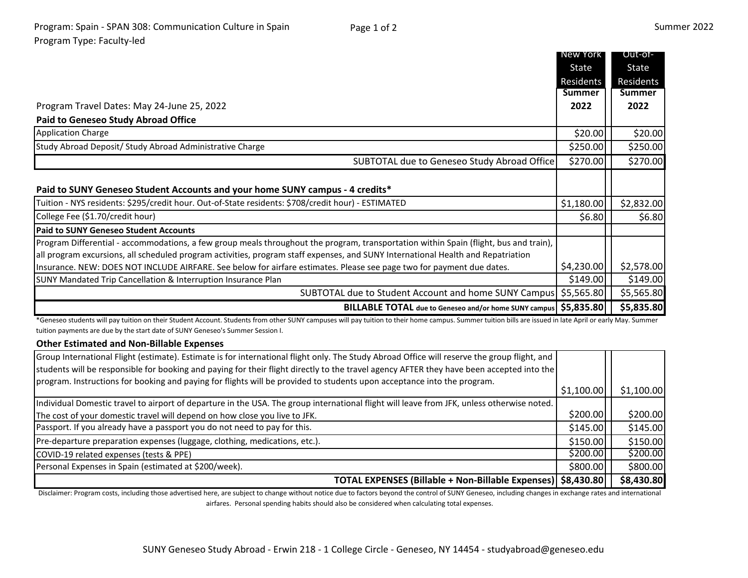Program: Spain - SPAN 308: Communication Culture in Spain

Program Type: Faculty-led

Summer 2022

| | New York State Residents Summer 2022 | Out-of-State Residents Summer 2022 |
|---|---|---|
| Program Travel Dates: May 24-June 25, 2022 | | |
| **Paid to Geneseo Study Abroad Office** | | |
| Application Charge | $20.00 | $20.00 |
| Study Abroad Deposit/ Study Abroad Administrative Charge | $250.00 | $250.00 |
| SUBTOTAL due to Geneseo Study Abroad Office | $270.00 | $270.00 |
| **Paid to SUNY Geneseo Student Accounts and your home SUNY campus - 4 credits*** | | |
| Tuition - NYS residents: $295/credit hour. Out-of-State residents: $708/credit hour) - ESTIMATED | $1,180.00 | $2,832.00 |
| College Fee ($1.70/credit hour) | $6.80 | $6.80 |
| **Paid to SUNY Geneseo Student Accounts** | | |
| Program Differential - accommodations, a few group meals throughout the program, transportation within Spain (flight, bus and train), all program excursions, all scheduled program activities, program staff expenses, and SUNY International Health and Repatriation Insurance. NEW: DOES NOT INCLUDE AIRFARE. See below for airfare estimates. Please see page two for payment due dates. | $4,230.00 | $2,578.00 |
| SUNY Mandated Trip Cancellation & Interruption Insurance Plan | $149.00 | $149.00 |
| SUBTOTAL due to Student Account and home SUNY Campus | $5,565.80 | $5,565.80 |
| **BILLABLE TOTAL** due to Geneseo and/or home SUNY campus | **$5,835.80** | **$5,835.80** |

*Geneseo students will pay tuition on their Student Account. Students from other SUNY campuses will pay tuition to their home campus. Summer tuition bills are issued in late April or early May. Summer tuition payments are due by the start date of SUNY Geneseo's Summer Session I.

| **Other Estimated and Non-Billable Expenses** | | |
|---|---|---|
| Group International Flight (estimate). Estimate is for international flight only. The Study Abroad Office will reserve the group flight, and students will be responsible for booking and paying for their flight directly to the travel agency AFTER they have been accepted into the program. Instructions for booking and paying for flights will be provided to students upon acceptance into the program. | $1,100.00 | $1,100.00 |
| Individual Domestic travel to airport of departure in the USA. The group international flight will leave from JFK, unless otherwise noted. The cost of your domestic travel will depend on how close you live to JFK. | $200.00 | $200.00 |
| Passport. If you already have a passport you do not need to pay for this. | $145.00 | $145.00 |
| Pre-departure preparation expenses (luggage, clothing, medications, etc.). | $150.00 | $150.00 |
| COVID-19 related expenses (tests & PPE) | $200.00 | $200.00 |
| Personal Expenses in Spain (estimated at $200/week). | $800.00 | $800.00 |
| **TOTAL EXPENSES (Billable + Non-Billable Expenses)** | **$8,430.80** | **$8,430.80** |

Disclaimer: Program costs, including those advertised here, are subject to change without notice due to factors beyond the control of SUNY Geneseo, including changes in exchange rates and international airfares. Personal spending habits should also be considered when calculating total expenses.

SUNY Geneseo Study Abroad - Erwin 218 - 1 College Circle - Geneseo, NY 14454 - studyabroad@geneseo.edu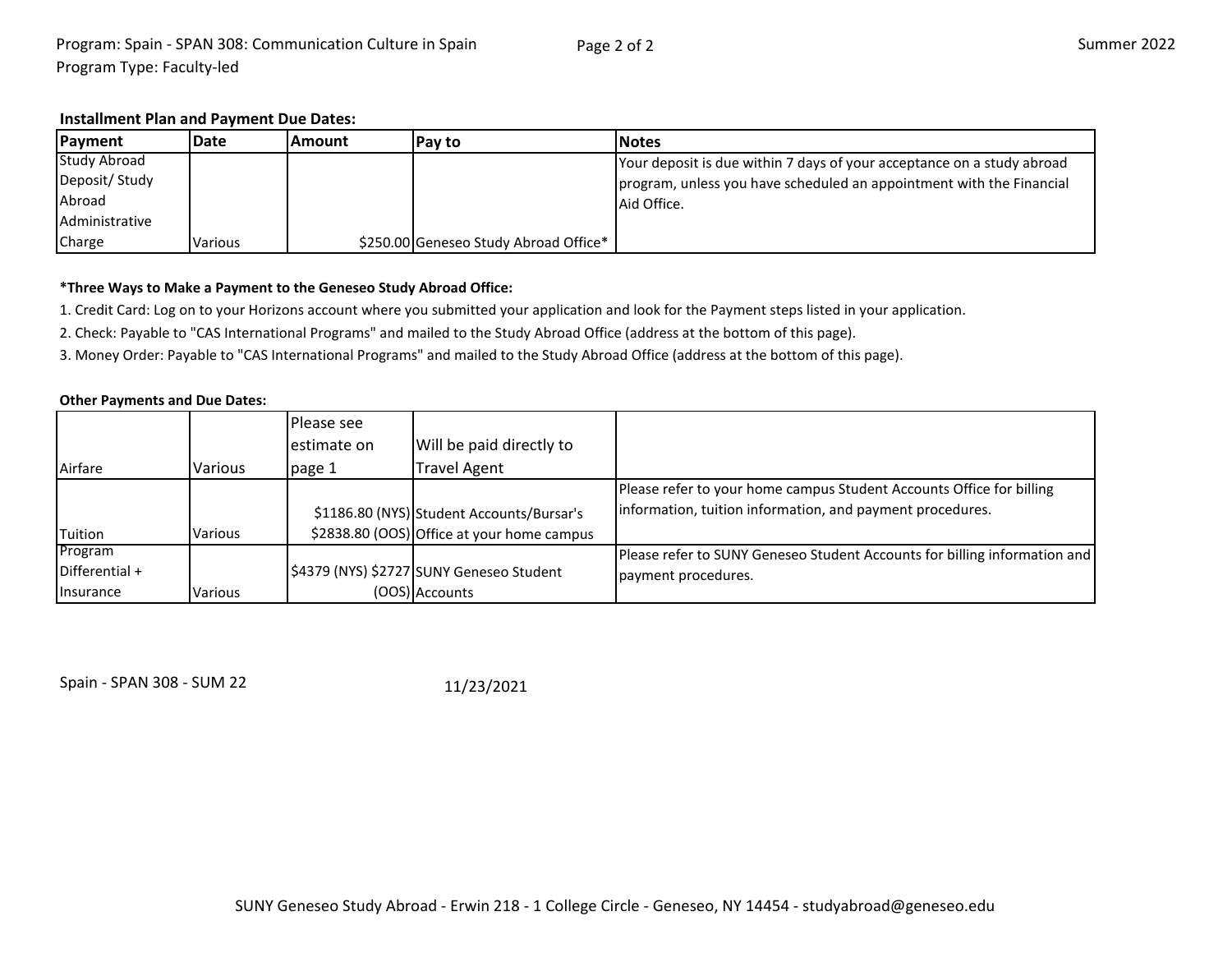Program: Spain - SPAN 308: Communication Culture in Spain
Program Type: Faculty-led

Summer 2022

**Installment Plan and Payment Due Dates:**

| Payment | Date | Amount | Pay to | Notes |
|---|---|---|---|---|
| Study Abroad Deposit/ Study Abroad Administrative Charge | Various | $250.00 | Geneseo Study Abroad Office* | Your deposit is due within 7 days of your acceptance on a study abroad program, unless you have scheduled an appointment with the Financial Aid Office. |

**\*Three Ways to Make a Payment to the Geneseo Study Abroad Office:**

1. Credit Card: Log on to your Horizons account where you submitted your application and look for the Payment steps listed in your application.
2. Check: Payable to "CAS International Programs" and mailed to the Study Abroad Office (address at the bottom of this page).
3. Money Order: Payable to "CAS International Programs" and mailed to the Study Abroad Office (address at the bottom of this page).

**Other Payments and Due Dates:**

| | | | | |
|---|---|---|---|---|
| Airfare | Various | Please see estimate on page 1 | Will be paid directly to Travel Agent | |
| Tuition | Various | $1186.80 (NYS) $2838.80 (OOS) | Student Accounts/Bursar's Office at your home campus | Please refer to your home campus Student Accounts Office for billing information, tuition information, and payment procedures. |
| Program Differential + Insurance | Various | $4379 (NYS) $2727 (OOS) | SUNY Geneseo Student Accounts | Please refer to SUNY Geneseo Student Accounts for billing information and payment procedures. |

Spain - SPAN 308 - SUM 22

11/23/2021

SUNY Geneseo Study Abroad - Erwin 218 - 1 College Circle - Geneseo, NY 14454 - studyabroad@geneseo.edu